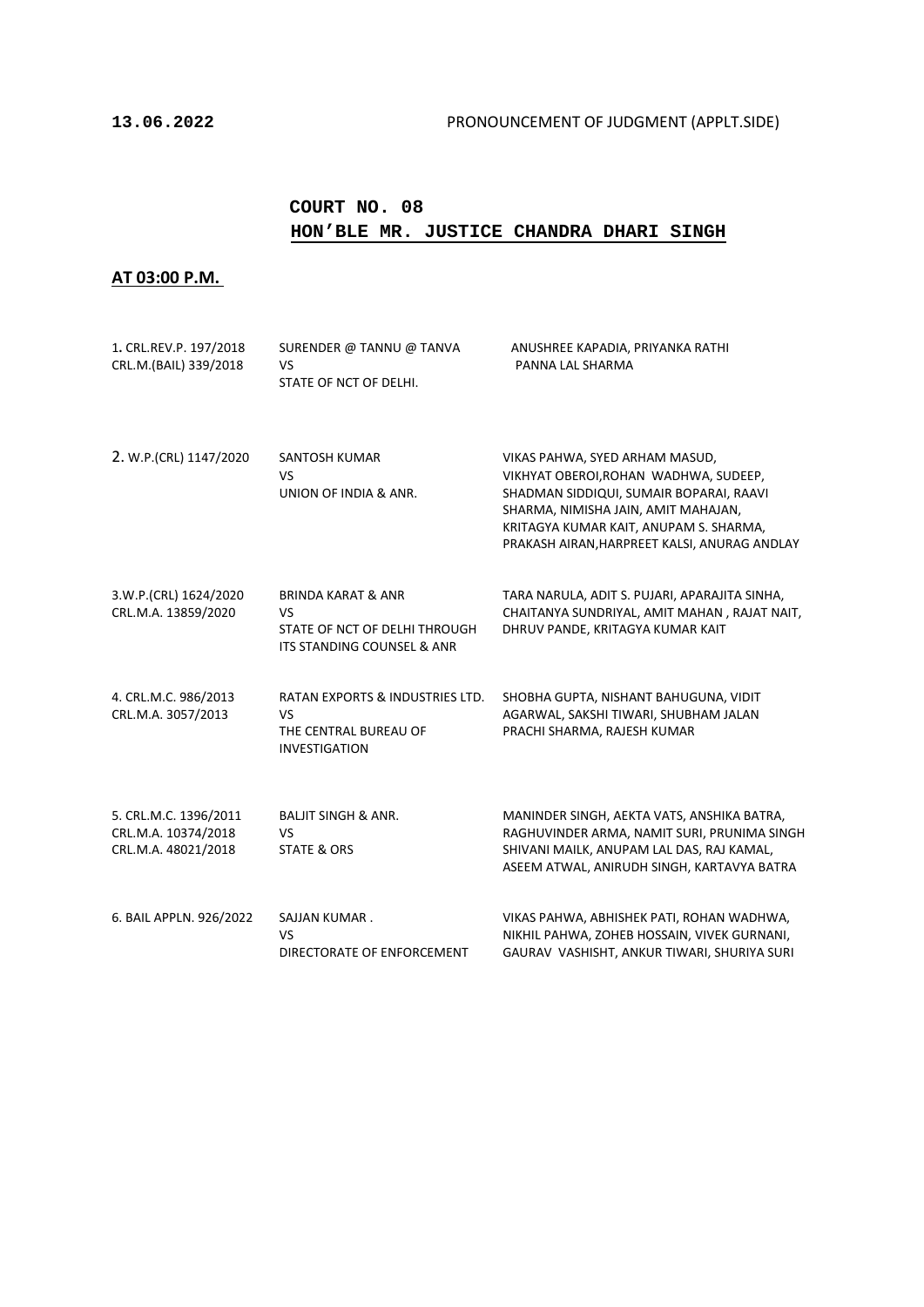**13.06.2022** PRONOUNCEMENT OF JUDGMENT (APPLT.SIDE)

## COURT NO. 08

## HON'BLE MR. JUSTICE CHANDRA DHARI SINGH

**AT 03:00 P.M.**

| | | |
|---|---|---|
| 1. CRL.REV.P. 197/2018<br>CRL.M.(BAIL) 339/2018 | SURENDER @ TANNU @ TANVA<br>VS<br>STATE OF NCT OF DELHI. | ANUSHREE KAPADIA, PRIYANKA RATHI<br>PANNA LAL SHARMA |
| 2. W.P.(CRL) 1147/2020 | SANTOSH KUMAR<br>VS<br>UNION OF INDIA & ANR. | VIKAS PAHWA, SYED ARHAM MASUD, VIKHYAT OBEROI,ROHAN WADHWA, SUDEEP, SHADMAN SIDDIQUI, SUMAIR BOPARAI, RAAVI SHARMA, NIMISHA JAIN, AMIT MAHAJAN, KRITAGYA KUMAR KAIT, ANUPAM S. SHARMA, PRAKASH AIRAN,HARPREET KALSI, ANURAG ANDLAY |
| 3.W.P.(CRL) 1624/2020<br>CRL.M.A. 13859/2020 | BRINDA KARAT & ANR<br>VS<br>STATE OF NCT OF DELHI THROUGH ITS STANDING COUNSEL & ANR | TARA NARULA, ADIT S. PUJARI, APARAJITA SINHA, CHAITANYA SUNDRIYAL, AMIT MAHAN , RAJAT NAIT, DHRUV PANDE, KRITAGYA KUMAR KAIT |
| 4. CRL.M.C. 986/2013<br>CRL.M.A. 3057/2013 | RATAN EXPORTS & INDUSTRIES LTD.<br>VS<br>THE CENTRAL BUREAU OF INVESTIGATION | SHOBHA GUPTA, NISHANT BAHUGUNA, VIDIT AGARWAL, SAKSHI TIWARI, SHUBHAM JALAN<br>PRACHI SHARMA, RAJESH KUMAR |
| 5. CRL.M.C. 1396/2011<br>CRL.M.A. 10374/2018<br>CRL.M.A. 48021/2018 | BALJIT SINGH & ANR.<br>VS<br>STATE & ORS | MANINDER SINGH, AEKTA VATS, ANSHIKA BATRA, RAGHUVINDER ARMA, NAMIT SURI, PRUNIMA SINGH SHIVANI MAILK, ANUPAM LAL DAS, RAJ KAMAL, ASEEM ATWAL, ANIRUDH SINGH, KARTAVYA BATRA |
| 6. BAIL APPLN. 926/2022 | SAJJAN KUMAR .<br>VS<br>DIRECTORATE OF ENFORCEMENT | VIKAS PAHWA, ABHISHEK PATI, ROHAN WADHWA, NIKHIL PAHWA, ZOHEB HOSSAIN, VIVEK GURNANI, GAURAV VASHISHT, ANKUR TIWARI, SHURIYA SURI |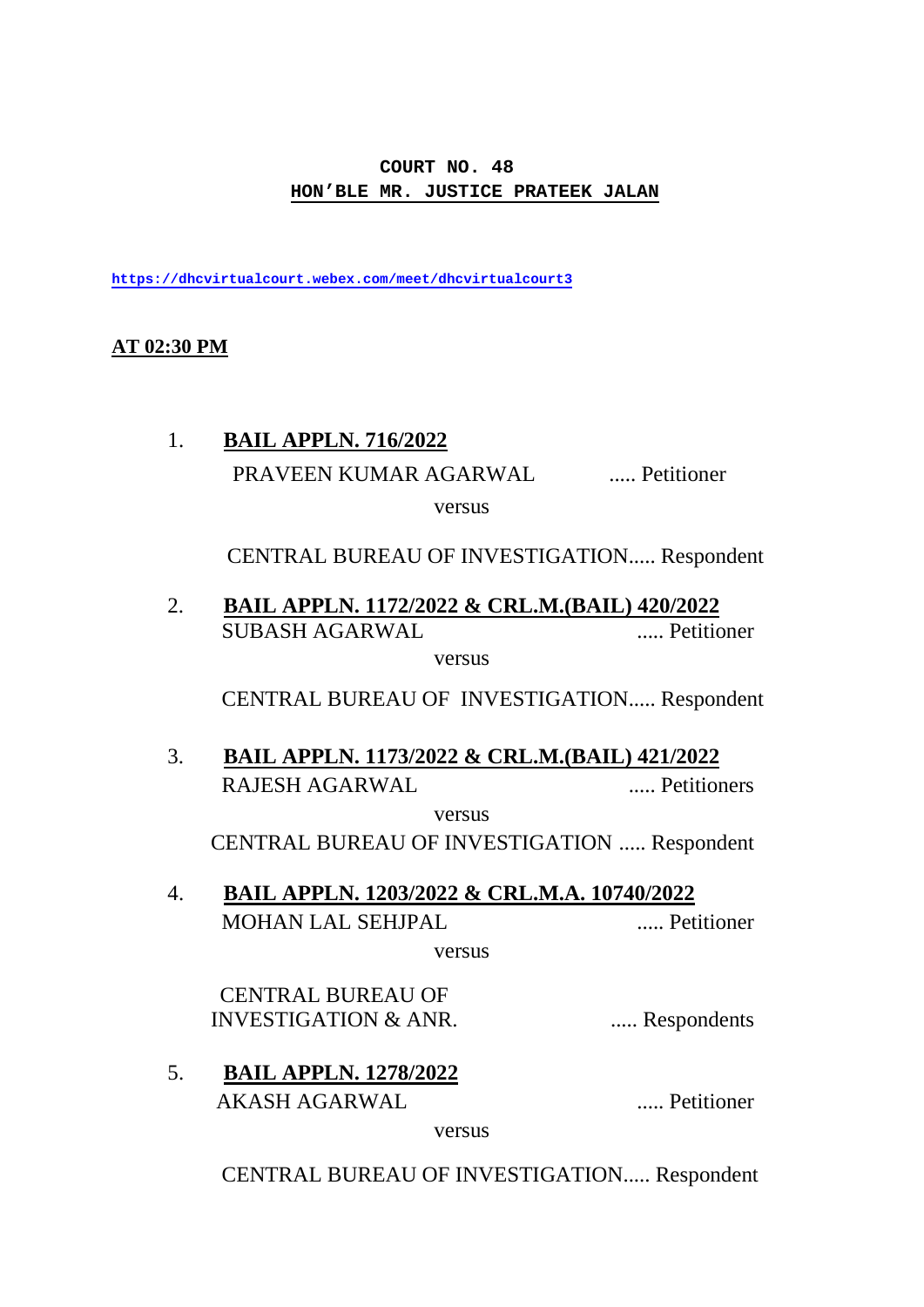**COURT NO. 48**
**HON'BLE MR. JUSTICE PRATEEK JALAN**

**https://dhcvirtualcourt.webex.com/meet/dhcvirtualcourt3**

**AT 02:30 PM**

1. **BAIL APPLN. 716/2022**

   PRAVEEN KUMAR AGARWAL ..... Petitioner

   versus

   CENTRAL BUREAU OF INVESTIGATION..... Respondent

2. **BAIL APPLN. 1172/2022 & CRL.M.(BAIL) 420/2022**

   SUBASH AGARWAL ..... Petitioner

   versus

   CENTRAL BUREAU OF INVESTIGATION..... Respondent

3. **BAIL APPLN. 1173/2022 & CRL.M.(BAIL) 421/2022**

   RAJESH AGARWAL ..... Petitioners

   versus

   CENTRAL BUREAU OF INVESTIGATION ..... Respondent

4. **BAIL APPLN. 1203/2022 & CRL.M.A. 10740/2022**

   MOHAN LAL SEHJPAL ..... Petitioner

   versus

   CENTRAL BUREAU OF INVESTIGATION & ANR. ..... Respondents

5. **BAIL APPLN. 1278/2022**

   AKASH AGARWAL ..... Petitioner

   versus

   CENTRAL BUREAU OF INVESTIGATION..... Respondent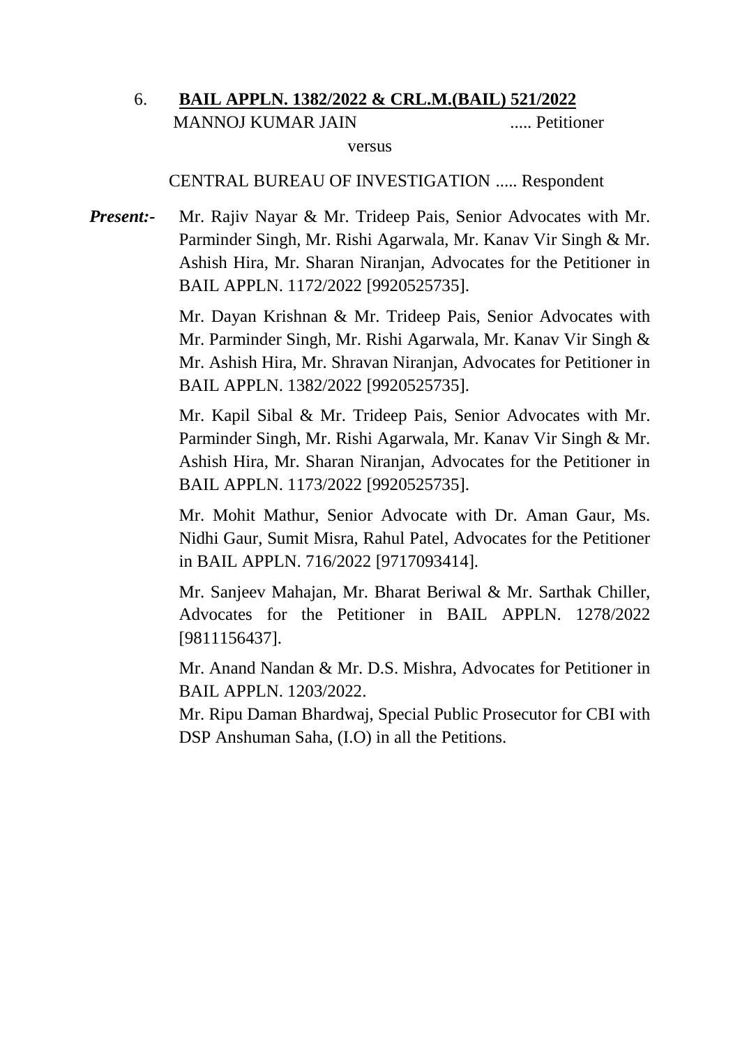6. **BAIL APPLN. 1382/2022 & CRL.M.(BAIL) 521/2022**

MANNOJ KUMAR JAIN ..... Petitioner

versus

CENTRAL BUREAU OF INVESTIGATION ..... Respondent

***Present:-*** Mr. Rajiv Nayar & Mr. Trideep Pais, Senior Advocates with Mr. Parminder Singh, Mr. Rishi Agarwala, Mr. Kanav Vir Singh & Mr. Ashish Hira, Mr. Sharan Niranjan, Advocates for the Petitioner in BAIL APPLN. 1172/2022 [9920525735].

Mr. Dayan Krishnan & Mr. Trideep Pais, Senior Advocates with Mr. Parminder Singh, Mr. Rishi Agarwala, Mr. Kanav Vir Singh & Mr. Ashish Hira, Mr. Shravan Niranjan, Advocates for Petitioner in BAIL APPLN. 1382/2022 [9920525735].

Mr. Kapil Sibal & Mr. Trideep Pais, Senior Advocates with Mr. Parminder Singh, Mr. Rishi Agarwala, Mr. Kanav Vir Singh & Mr. Ashish Hira, Mr. Sharan Niranjan, Advocates for the Petitioner in BAIL APPLN. 1173/2022 [9920525735].

Mr. Mohit Mathur, Senior Advocate with Dr. Aman Gaur, Ms. Nidhi Gaur, Sumit Misra, Rahul Patel, Advocates for the Petitioner in BAIL APPLN. 716/2022 [9717093414].

Mr. Sanjeev Mahajan, Mr. Bharat Beriwal & Mr. Sarthak Chiller, Advocates for the Petitioner in BAIL APPLN. 1278/2022 [9811156437].

Mr. Anand Nandan & Mr. D.S. Mishra, Advocates for Petitioner in BAIL APPLN. 1203/2022.

Mr. Ripu Daman Bhardwaj, Special Public Prosecutor for CBI with DSP Anshuman Saha, (I.O) in all the Petitions.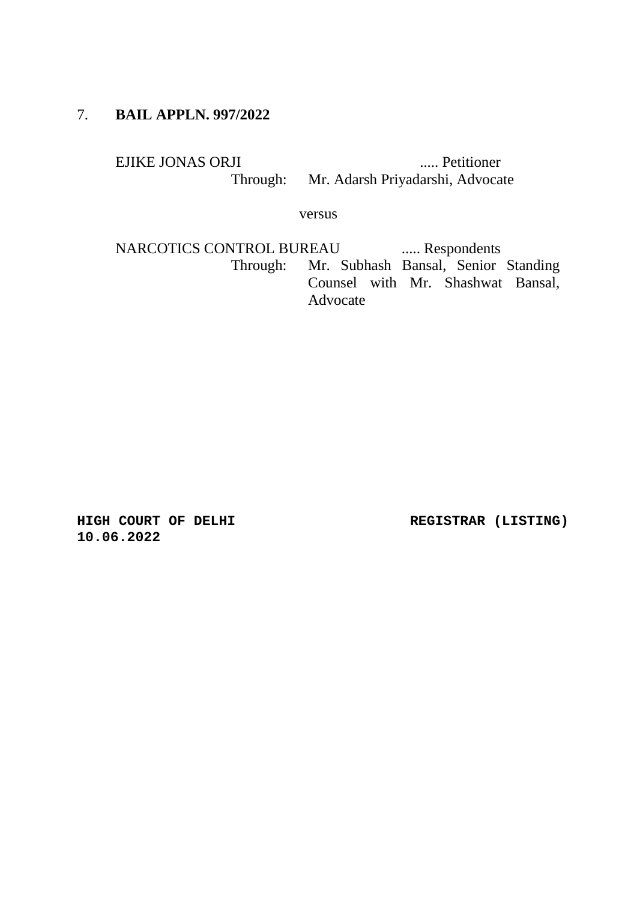7. **BAIL APPLN. 997/2022**

EJIKE JONAS ORJI ..... Petitioner

Through: Mr. Adarsh Priyadarshi, Advocate

versus

NARCOTICS CONTROL BUREAU ..... Respondents

Through: Mr. Subhash Bansal, Senior Standing Counsel with Mr. Shashwat Bansal, Advocate

**HIGH COURT OF DELHI** **REGISTRAR (LISTING)**

**10.06.2022**